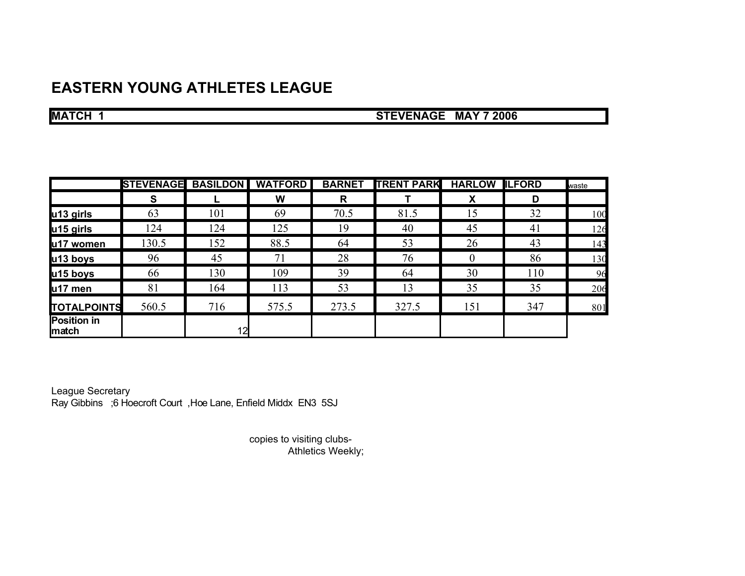# EASTERN YOUNG ATHLETES LEAGUE

**MATCH 1** **STEVENAGE MAY 7 2006**

| | STEVENAGE | BASILDON | WATFORD | BARNET | TRENT PARK | HARLOW | ILFORD | waste |
|---|---|---|---|---|---|---|---|---|
| | S | L | W | R | T | X | D | |
| u13 girls | 63 | 101 | 69 | 70.5 | 81.5 | 15 | 32 | 100 |
| u15 girls | 124 | 124 | 125 | 19 | 40 | 45 | 41 | 126 |
| u17 women | 130.5 | 152 | 88.5 | 64 | 53 | 26 | 43 | 143 |
| u13 boys | 96 | 45 | 71 | 28 | 76 | 0 | 86 | 130 |
| u15 boys | 66 | 130 | 109 | 39 | 64 | 30 | 110 | 96 |
| u17 men | 81 | 164 | 113 | 53 | 13 | 35 | 35 | 206 |
| TOTALPOINTS | 560.5 | 716 | 575.5 | 273.5 | 327.5 | 151 | 347 | 801 |
| Position in match | | 12 | | | | | | |

League Secretary
Ray Gibbins ;6 Hoecroft Court ,Hoe Lane, Enfield Middx EN3 5SJ

copies to visiting clubs-
Athletics Weekly;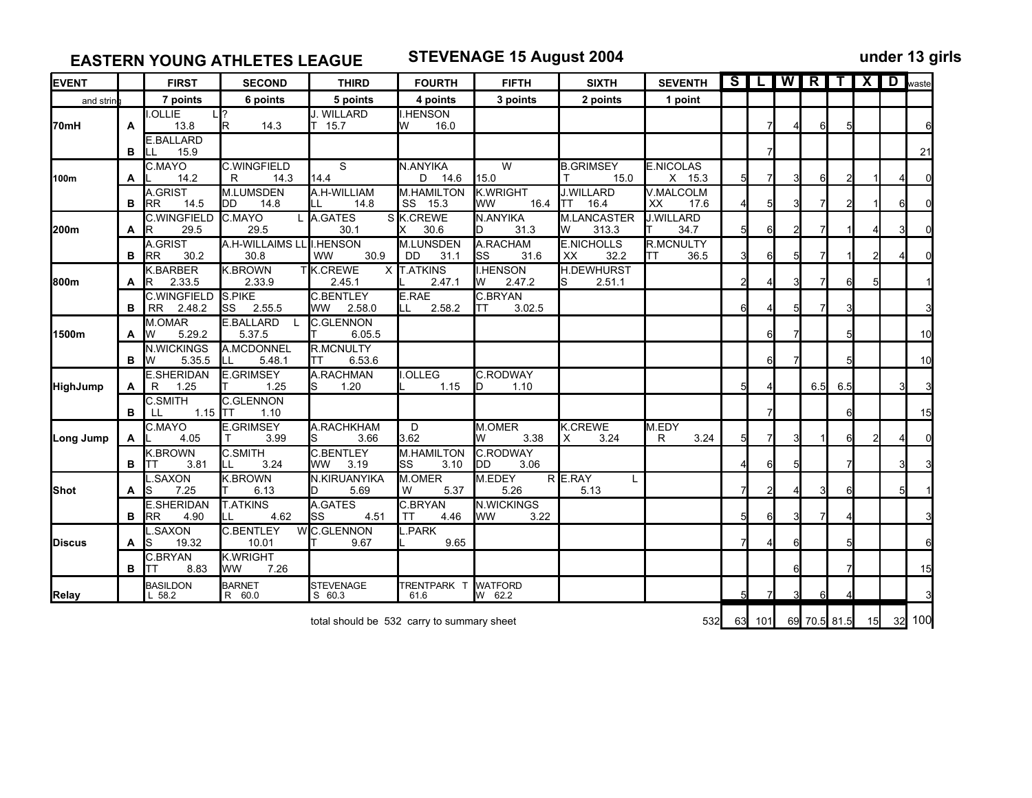**EASTERN YOUNG ATHLETES LEAGUE** &nbsp;&nbsp;&nbsp; **STEVENAGE 15 August 2004** &nbsp;&nbsp;&nbsp; **under 13 girls**

| EVENT | | FIRST | SECOND | THIRD | FOURTH | FIFTH | SIXTH | SEVENTH | S | L | W | R | T | X | D | waste |
|---|---|---|---|---|---|---|---|---|---|---|---|---|---|---|---|---|
| and string | | 7 points | 6 points | 5 points | 4 points | 3 points | 2 points | 1 point | | | | | | | | |
| 70mH | A | I.OLLIE L 13.8 | ? R 14.3 | J. WILLARD T 15.7 | I.HENSON W 16.0 | | | | | 7 | 4 | 6 | 5 | | | 6 |
| | B | E.BALLARD LL 15.9 | | | | | | | | 7 | | | | | | 21 |
| 100m | A | C.MAYO L 14.2 | C.WINGFIELD R 14.3 | S 14.4 | N.ANYIKA D 14.6 | W 15.0 | B.GRIMSEY T 15.0 | E.NICOLAS X 15.3 | 5 | 7 | 3 | 6 | 2 | 1 | 4 | 0 |
| | B | A.GRIST RR 14.5 | M.LUMSDEN DD 14.8 | A.H-WILLIAM LL 14.8 | M.HAMILTON SS 15.3 | K.WRIGHT WW 16.4 | J.WILLARD TT 16.4 | V.MALCOLM XX 17.6 | 4 | 5 | 3 | 7 | 2 | 1 | 6 | 0 |
| 200m | A | C.WINGFIELD R 29.5 | C.MAYO L 29.5 | A.GATES S 30.1 | K.CREWE X 30.6 | N.ANYIKA D 31.3 | M.LANCASTER W 313.3 | J.WILLARD T 34.7 | 5 | 6 | 2 | 7 | 1 | 4 | 3 | 0 |
| | B | A.GRIST RR 30.2 | A.H-WILLAIMS LL 30.8 | I.HENSON WW 30.9 | M.LUNSDEN DD 31.1 | A.RACHAM SS 31.6 | E.NICHOLLS XX 32.2 | R.MCNULTY TT 36.5 | 3 | 6 | 5 | 7 | 1 | 2 | 4 | 0 |
| 800m | A | K.BARBER R 2.33.5 | K.BROWN T 2.33.9 | K.CREWE X 2.45.1 | T.ATKINS L 2.47.1 | I.HENSON W 2.47.2 | H.DEWHURST S 2.51.1 | | 2 | 4 | 3 | 7 | 6 | 5 | | 1 |
| | B | C.WINGFIELD RR 2.48.2 | S.PIKE SS 2.55.5 | C.BENTLEY WW 2.58.0 | E.RAE LL 2.58.2 | C.BRYAN TT 3.02.5 | | | 6 | 4 | 5 | 7 | 3 | | | 3 |
| 1500m | A | M.OMAR W 5.29.2 | E.BALLARD L 5.37.5 | C.GLENNON T 6.05.5 | | | | | | 6 | 7 | | 5 | | | 10 |
| | B | N.WICKINGS W 5.35.5 | A.MCDONNEL LL 5.48.1 | R.MCNULTY TT 6.53.6 | | | | | | 6 | 7 | | 5 | | | 10 |
| HighJump | A | E.SHERIDAN R 1.25 | E.GRIMSEY T 1.25 | A.RACHMAN S 1.20 | I.OLLEG L 1.15 | C.RODWAY D 1.10 | | | 5 | 4 | | 6.5 | 6.5 | | 3 | 3 |
| | B | C.SMITH LL 1.15 | C.GLENNON TT 1.10 | | | | | | | 7 | | | 6 | | | 15 |
| Long Jump | A | C.MAYO L 4.05 | E.GRIMSEY T 3.99 | A.RACHKHAM S 3.66 | D 3.62 | M.OMER W 3.38 | K.CREWE X 3.24 | M.EDY R 3.24 | 5 | 7 | 3 | 1 | 6 | 2 | 4 | 0 |
| | B | K.BROWN TT 3.81 | C.SMITH LL 3.24 | C.BENTLEY WW 3.19 | M.HAMILTON SS 3.10 | C.RODWAY DD 3.06 | | | 4 | 6 | 5 | | 7 | | 3 | 3 |
| Shot | A | L.SAXON S 7.25 | K.BROWN T 6.13 | N.KIRUANYIKA D 5.69 | M.OMER W 5.37 | M.EDEY R 5.26 | E.RAY L 5.13 | | 7 | 2 | 4 | 3 | 6 | | 5 | 1 |
| | B | E.SHERIDAN RR 4.90 | T.ATKINS LL 4.62 | A.GATES SS 4.51 | C.BRYAN TT 4.46 | N.WICKINGS WW 3.22 | | | 5 | 6 | 3 | 7 | 4 | | | 3 |
| Discus | A | L.SAXON S 19.32 | C.BENTLEY W 10.01 | C.GLENNON T 9.67 | L.PARK L 9.65 | | | | 7 | 4 | 6 | | 5 | | | 6 |
| | B | C.BRYAN TT 8.83 | K.WRIGHT WW 7.26 | | | | | | | | 6 | | 7 | | | 15 |
| Relay | | BASILDON L 58.2 | BARNET R 60.0 | STEVENAGE S 60.3 | TRENTPARK T 61.6 | WATFORD W 62.2 | | | 5 | 7 | 3 | 6 | 4 | | | 3 |
| | | | | total should be 532 carry to summary sheet | | | | 532 | 63 | 101 | 69 | 70.5 | 81.5 | 15 | 32 | 100 |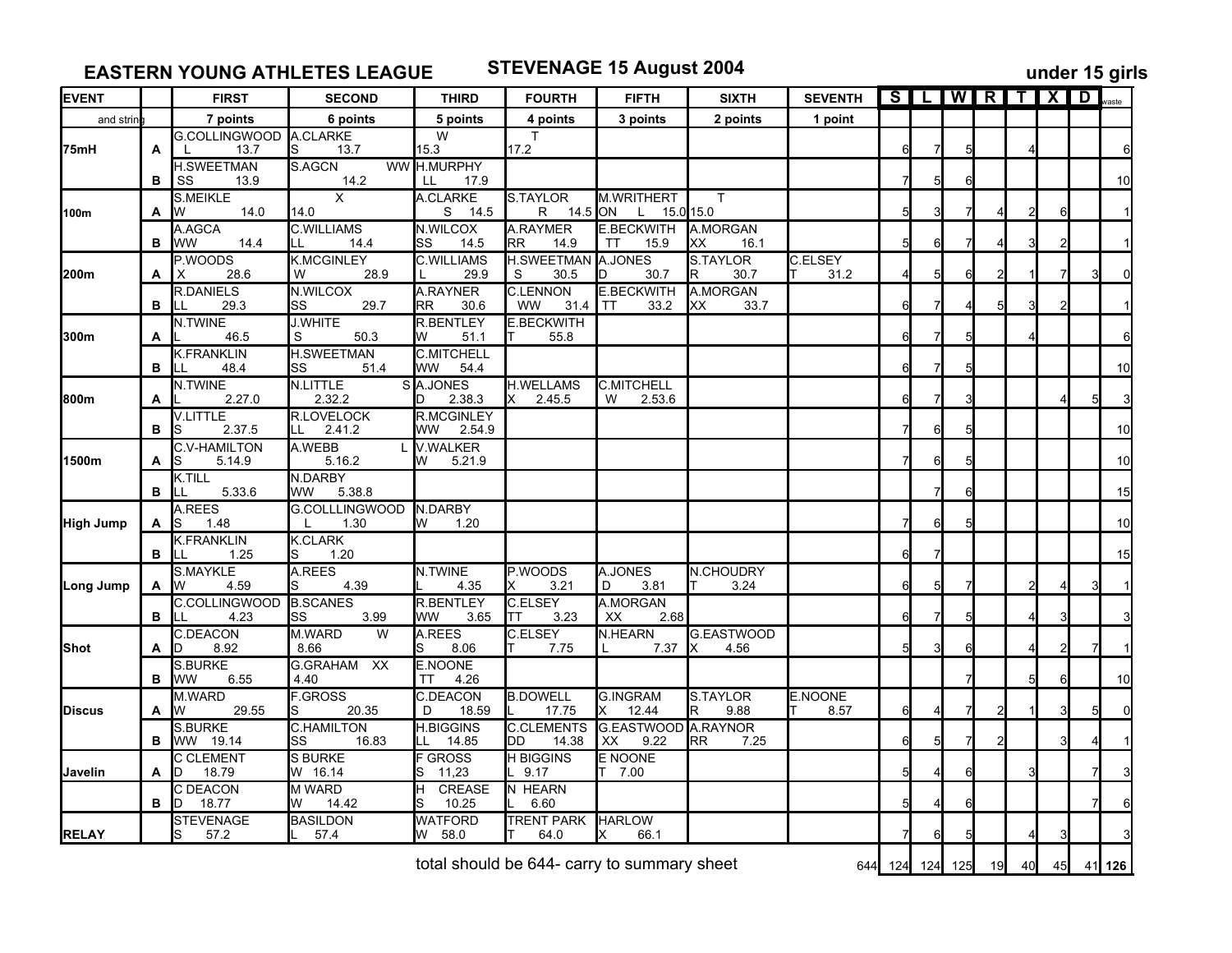## EASTERN YOUNG ATHLETES LEAGUE — STEVENAGE 15 August 2004 — under 15 girls

| EVENT | and string | FIRST 7 points | SECOND 6 points | THIRD 5 points | FOURTH 4 points | FIFTH 3 points | SIXTH 2 points | SEVENTH 1 point | S | L | W | R | T | X | D | waste |
|---|---|---|---|---|---|---|---|---|---|---|---|---|---|---|---|---|
| 75mH | A | G.COLLINGWOOD L 13.7 | A.CLARKE S 13.7 | W 15.3 | T 17.2 | | | | 6 | 7 | 5 | | 4 | | | 6 |
| | B | H.SWEETMAN SS 13.9 | S.AGCN WW 14.2 | H.MURPHY LL 17.9 | | | | | 7 | 5 | 6 | | | | | 10 |
| 100m | A | S.MEIKLE W 14.0 | X 14.0 | A.CLARKE S 14.5 | S.TAYLOR R 14.5 | M.WRITHERT ON L 15.0 | T 15.0 | | 5 | 3 | 7 | 4 | 2 | 6 | | 1 |
| | B | A.AGCA WW 14.4 | C.WILLIAMS LL 14.4 | N.WILCOX SS 14.5 | A.RAYMER RR 14.9 | E.BECKWITH TT 15.9 | A.MORGAN XX 16.1 | | 5 | 6 | 7 | 4 | 3 | 2 | | 1 |
| 200m | A | P.WOODS X 28.6 | K.MCGINLEY W 28.9 | C.WILLIAMS L 29.9 | H.SWEETMAN S 30.5 | A.JONES D 30.7 | S.TAYLOR R 30.7 | C.ELSEY T 31.2 | 4 | 5 | 6 | 2 | 1 | 7 | 3 | 0 |
| | B | R.DANIELS LL 29.3 | N.WILCOX SS 29.7 | A.RAYNER RR 30.6 | C.LENNON WW 31.4 | E.BECKWITH TT 33.2 | A.MORGAN XX 33.7 | | 6 | 7 | 4 | 5 | 3 | 2 | | 1 |
| 300m | A | N.TWINE L 46.5 | J.WHITE S 50.3 | R.BENTLEY W 51.1 | E.BECKWITH T 55.8 | | | | 6 | 7 | 5 | | 4 | | | 6 |
| | B | K.FRANKLIN LL 48.4 | H.SWEETMAN SS 51.4 | C.MITCHELL WW 54.4 | | | | | 6 | 7 | 5 | | | | | 10 |
| 800m | A | N.TWINE L 2.27.0 | N.LITTLE S 2.32.2 | A.JONES D 2.38.3 | H.WELLAMS X 2.45.5 | C.MITCHELL W 2.53.6 | | | 6 | 7 | 3 | | | 4 | 5 | 3 |
| | B | V.LITTLE S 2.37.5 | R.LOVELOCK LL 2.41.2 | R.MCGINLEY WW 2.54.9 | | | | | 7 | 6 | 5 | | | | | 10 |
| 1500m | A | C.V-HAMILTON S 5.14.9 | A.WEBB L 5.16.2 | V.WALKER W 5.21.9 | | | | | 7 | 6 | 5 | | | | | 10 |
| | B | K.TILL LL 5.33.6 | N.DARBY WW 5.38.8 | | | | | | | 7 | 6 | | | | | 15 |
| High Jump | A | A.REES S 1.48 | G.COLLLINGWOOD L 1.30 | N.DARBY W 1.20 | | | | | 7 | 6 | 5 | | | | | 10 |
| | B | K.FRANKLIN LL 1.25 | K.CLARK S 1.20 | | | | | | 6 | 7 | | | | | | 15 |
| Long Jump | A | S.MAYKLE W 4.59 | A.REES S 4.39 | N.TWINE L 4.35 | P.WOODS X 3.21 | A.JONES D 3.81 | N.CHOUDRY T 3.24 | | 6 | 5 | 7 | | 2 | 4 | 3 | 1 |
| | B | C.COLLINGWOOD LL 4.23 | B.SCANES SS 3.99 | R.BENTLEY WW 3.65 | C.ELSEY TT 3.23 | A.MORGAN XX 2.68 | | | 6 | 7 | 5 | | 4 | 3 | | 3 |
| Shot | A | C.DEACON D 8.92 | M.WARD W 8.66 | A.REES S 8.06 | C.ELSEY T 7.75 | N.HEARN L 7.37 | G.EASTWOOD X 4.56 | | 5 | 3 | 6 | | 4 | 2 | 7 | 1 |
| | B | S.BURKE WW 6.55 | G.GRAHAM XX 4.40 | E.NOONE TT 4.26 | | | | | | | 7 | | 5 | 6 | | 10 |
| Discus | A | M.WARD W 29.55 | F.GROSS S 20.35 | C.DEACON D 18.59 | B.DOWELL L 17.75 | G.INGRAM X 12.44 | S.TAYLOR R 9.88 | E.NOONE T 8.57 | 6 | 4 | 7 | 2 | 1 | 3 | 5 | 0 |
| | B | S.BURKE WW 19.14 | C.HAMILTON SS 16.83 | H.BIGGINS LL 14.85 | C.CLEMENTS DD 14.38 | G.EASTWOOD XX 9.22 | A.RAYNOR RR 7.25 | | 6 | 5 | 7 | 2 | | 3 | 4 | 1 |
| Javelin | A | C CLEMENT D 18.79 | S BURKE W 16.14 | F GROSS S 11,23 | H BIGGINS L 9.17 | E NOONE T 7.00 | | | 5 | 4 | 6 | | 3 | | 7 | 3 |
| | B | C DEACON D 18.77 | M WARD W 14.42 | H CREASE S 10.25 | N HEARN L 6.60 | | | | 5 | 4 | 6 | | | | 7 | 6 |
| RELAY | | STEVENAGE S 57.2 | BASILDON L 57.4 | WATFORD W 58.0 | TRENT PARK T 64.0 | HARLOW X 66.1 | | | 7 | 6 | 5 | | 4 | 3 | | 3 |
| | | | | total should be 644- carry to summary sheet | | | | 644 | 124 | 124 | 125 | 19 | 40 | 45 | 41 | **126** |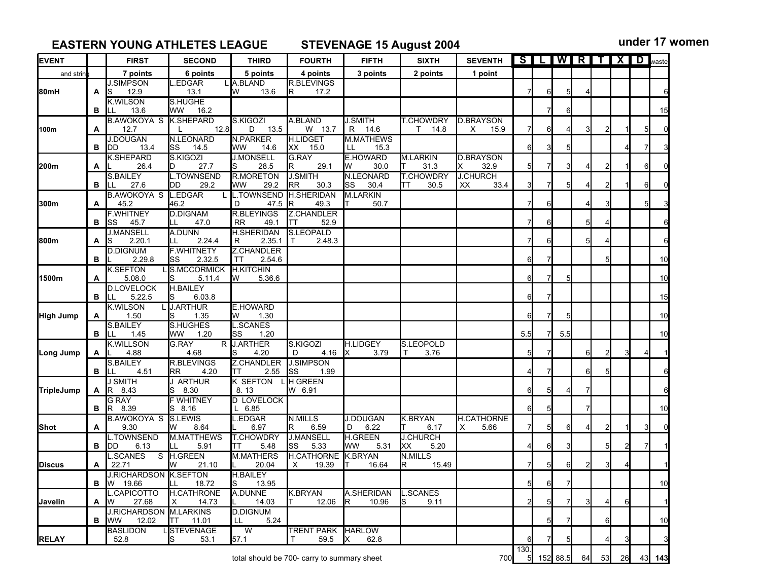## EASTERN YOUNG ATHLETES LEAGUE STEVENAGE 15 August 2004 under 17 women

| EVENT | | FIRST | SECOND | THIRD | FOURTH | FIFTH | SIXTH | SEVENTH | S | L | W | R | T | X | D | waste |
|---|---|---|---|---|---|---|---|---|---|---|---|---|---|---|---|---|
| and string | | 7 points | 6 points | 5 points | 4 points | 3 points | 2 points | 1 point | | | | | | | | |
| 80mH | A | J.SIMPSON S 12.9 | L.EDGAR L 13.1 | A.BLAND W 13.6 | R.BLEVINGS R 17.2 | | | | 7 | 6 | 5 | 4 | | | | 6 |
| | B | K.WILSON LL 13.6 | S.HUGHE WW 16.2 | | | | | | | 7 | 6 | | | | | 15 |
| 100m | A | B.AWOKOYA S 12.7 | K.SHEPARD L 12.8 | S.KIGOZI D 13.5 | A.BLAND W 13.7 | J.SMITH R 14.6 | T.CHOWDRY T 14.8 | D.BRAYSON X 15.9 | 7 | 6 | 4 | 3 | 2 | 1 | 5 | 0 |
| | B | J.DOUGAN DD 13.4 | N.LEONARD SS 14.5 | N.PARKER WW 14.6 | H.LIDGET XX 15.0 | M.MATHEWS LL 15.3 | | | 6 | 3 | 5 | | | 4 | 7 | 3 |
| 200m | A | K.SHEPARD L 26.4 | S.KIGOZI D 27.7 | J.MONSELL S 28.5 | G.RAY R 29.1 | E.HOWARD W 30.0 | M.LARKIN T 31.3 | D.BRAYSON X 32.9 | 5 | 7 | 3 | 4 | 2 | 1 | 6 | 0 |
| | B | S.BAILEY LL 27.6 | L.TOWNSEND DD 29.2 | R.MORETON WW 29.2 | J.SMITH RR 30.3 | N.LEONARD SS 30.4 | T.CHOWDRY TT 30.5 | J.CHURCH XX 33.4 | 3 | 7 | 5 | 4 | 2 | 1 | 6 | 0 |
| 300m | A | B.AWOKOYA S 45.2 | L.EDGAR L 46.2 | L.TOWNSEND D 47.5 | H.SHERIDAN R 49.3 | M.LARKIN T 50.7 | | | 7 | 6 | | 4 | 3 | | 5 | 3 |
| | B | F.WHITNEY SS 45.7 | D.DIGNAM LL 47.0 | R.BLEYINGS RR 49.1 | Z.CHANDLER TT 52.9 | | | | 7 | 6 | | 5 | 4 | | | 6 |
| 800m | A | J.MANSELL S 2.20.1 | A.DUNN LL 2.24.4 | H.SHERIDAN R 2.35.1 | S.LEOPALD T 2.48.3 | | | | 7 | 6 | | 5 | 4 | | | 6 |
| | B | D.DIGNUM L 2.29.8 | F.WHITNETY SS 2.32.5 | Z.CHANDLER TT 2.54.6 | | | | | 6 | 7 | | | 5 | | | 10 |
| 1500m | A | K.SEFTON L 5.08.0 | S.MCCORMICK S 5.11.4 | H.KITCHIN W 5.36.6 | | | | | 6 | 7 | 5 | | | | | 10 |
| | B | D.LOVELOCK LL 5.22.5 | H.BAILEY S 6.03.8 | | | | | | 6 | 7 | | | | | | 15 |
| High Jump | A | K.WILSON L 1.50 | J.ARTHUR S 1.35 | E.HOWARD W 1.30 | | | | | 6 | 7 | 5 | | | | | 10 |
| | B | S.BAILEY LL 1.45 | S.HUGHES WW 1.20 | L.SCANES SS 1.20 | | | | | 5.5 | 7 | 5.5 | | | | | 10 |
| Long Jump | A | K.WILLSON L 4.88 | G.RAY R 4.68 | J.ARTHER S 4.20 | S.KIGOZI D 4.16 | H.LIDGEY X 3.79 | S.LEOPOLD T 3.76 | | 5 | 7 | | 6 | 2 | 3 | 4 | 1 |
| | B | S.BAILEY LL 4.51 | R.BLEVINGS RR 4.20 | Z.CHANDLER TT 2.55 | J.SIMPSON SS 1.99 | | | | 4 | 7 | | 6 | 5 | | | 6 |
| TripleJump | A | J SMITH R 8.43 | J ARTHUR S 8.30 | K SEFTON L 8. 13 | H GREEN W 6.91 | | | | 6 | 5 | 4 | 7 | | | | 6 |
| | B | G RAY R 8.39 | F WHITNEY S 8.16 | D LOVELOCK L 6.85 | | | | | 6 | 5 | | 7 | | | | 10 |
| Shot | A | B.AWOKOYA S 9.30 | S.LEWIS W 8.64 | L.EDGAR L 6.97 | N.MILLS R 6.59 | J.DOUGAN D 6.22 | K.BRYAN T 6.17 | H.CATHORNE X 5.66 | 7 | 5 | 6 | 4 | 2 | 1 | 3 | 0 |
| | B | L.TOWNSEND DD 6.13 | M.MATTHEWS LL 5.91 | T.CHOWDRY TT 5.48 | J.MANSELL SS 5.33 | H.GREEN WW 5.31 | J.CHURCH XX 5.20 | | 4 | 6 | 3 | | 5 | 2 | 7 | 1 |
| Discus | A | L.SCANES S 22.71 | H.GREEN W 21.10 | M.MATHERS L 20.04 | H.CATHORNE X 19.39 | K.BRYAN T 16.64 | N.MILLS R 15.49 | | 7 | 5 | 6 | 2 | 3 | 4 | | 1 |
| | B | J.RICHARDSON W 19.66 | K.SEFTON LL 18.72 | H.BAILEY S 13.95 | | | | | 5 | 6 | 7 | | | | | 10 |
| Javelin | A | L.CAPICOTTO W 27.68 | H.CATHRONE X 14.73 | A.DUNNE L 14.03 | K.BRYAN T 12.06 | A.SHERIDAN R 10.96 | L.SCANES S 9.11 | | 2 | 5 | 7 | 3 | 4 | 6 | | 1 |
| | B | J.RICHARDSON WW 12.02 | M.LARKINS TT 11.01 | D.DIGNUM LL 5.24 | | | | | | 5 | 7 | | 6 | | | 10 |
| RELAY | | BASLIDON L 52.8 | STEVENAGE S 53.1 | W 57.1 | TRENT PARK T 59.5 | HARLOW X 62.8 | | | 6 | 7 | 5 | | 4 | 3 | | 3 |
| | | | | total should be 700- carry to summary sheet | | | | 700 | 130.5 | 152 | 88.5 | 64 | 53 | 26 | 43 | **143** |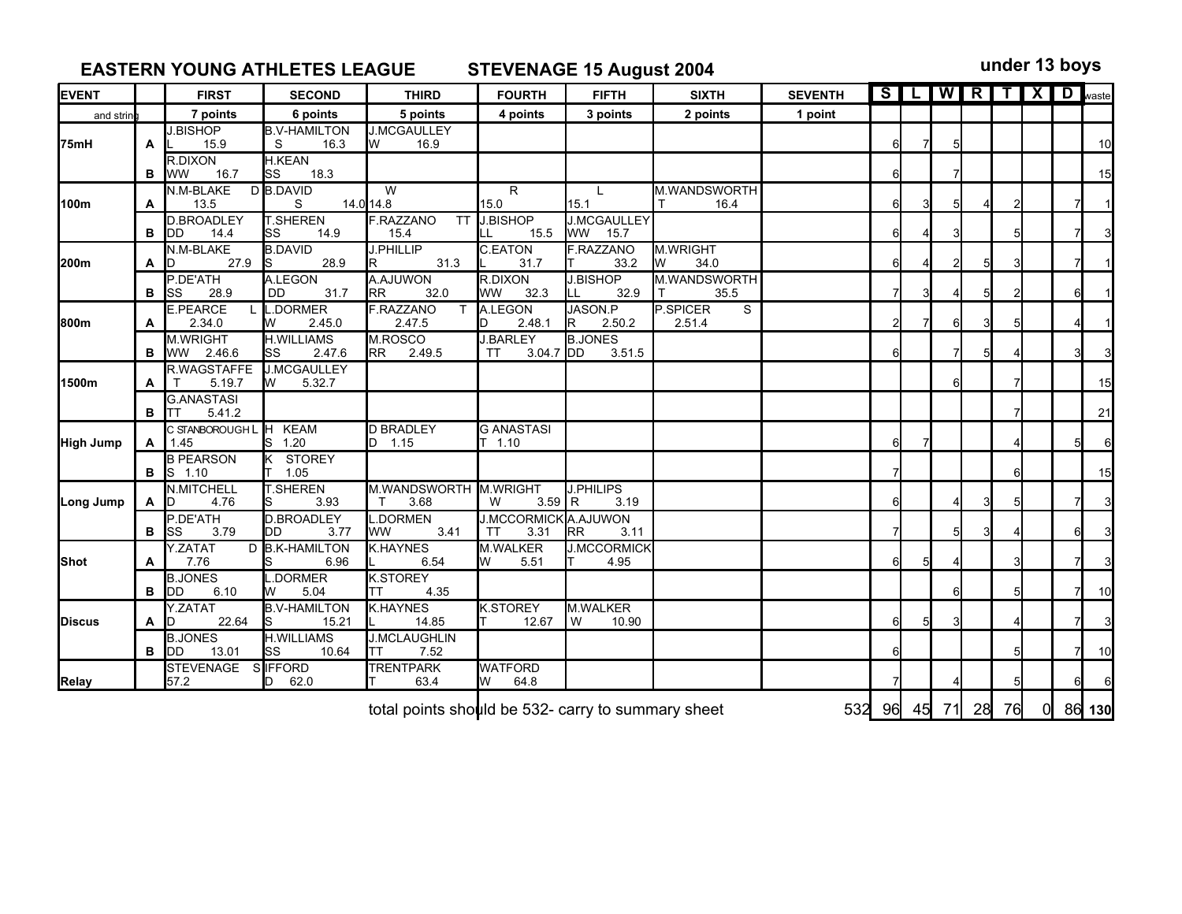**EASTERN YOUNG ATHLETES LEAGUE STEVENAGE 15 August 2004** **under 13 boys**

| EVENT | | FIRST | SECOND | THIRD | FOURTH | FIFTH | SIXTH | SEVENTH | S | L | W | R | T | X | D | waste |
|---|---|---|---|---|---|---|---|---|---|---|---|---|---|---|---|---|
| and string | | 7 points | 6 points | 5 points | 4 points | 3 points | 2 points | 1 point | | | | | | | | |
| 75mH | A | J.BISHOP L 15.9 | B.V-HAMILTON S 16.3 | J.MCGAULLEY W 16.9 | | | | | 6 | 7 | 5 | | | | | 10 |
| | B | R.DIXON WW 16.7 | H.KEAN SS 18.3 | | | | | | 6 | | 7 | | | | | 15 |
| 100m | A | N.M-BLAKE D 13.5 | B.DAVID S 14.0 | W 14.8 | R 15.0 | L 15.1 | M.WANDSWORTH T 16.4 | | 6 | 3 | 5 | 4 | 2 | | 7 | 1 |
| | B | D.BROADLEY DD 14.4 | T.SHEREN SS 14.9 | F.RAZZANO TT 15.4 | J.BISHOP LL 15.5 | J.MCGAULLEY WW 15.7 | | | 6 | 4 | 3 | | 5 | | 7 | 3 |
| 200m | A | N.M-BLAKE D 27.9 | B.DAVID S 28.9 | J.PHILLIP R 31.3 | C.EATON L 31.7 | F.RAZZANO T 33.2 | M.WRIGHT W 34.0 | | 6 | 4 | 2 | 5 | 3 | | 7 | 1 |
| | B | P.DE'ATH SS 28.9 | A.LEGON DD 31.7 | A.AJUWON RR 32.0 | R.DIXON WW 32.3 | J.BISHOP LL 32.9 | M.WANDSWORTH T 35.5 | | 7 | 3 | 4 | 5 | 2 | | 6 | 1 |
| 800m | A | E.PEARCE L 2.34.0 | L.DORMER W 2.45.0 | F.RAZZANO T 2.47.5 | A.LEGON D 2.48.1 | JASON.P R 2.50.2 | P.SPICER S 2.51.4 | | 2 | 7 | 6 | 3 | 5 | | 4 | 1 |
| | B | M.WRIGHT WW 2.46.6 | H.WILLIAMS SS 2.47.6 | M.ROSCO RR 2.49.5 | J.BARLEY TT 3.04.7 | B.JONES DD 3.51.5 | | | 6 | | 7 | 5 | 4 | | 3 | 3 |
| 1500m | A | R.WAGSTAFFE T 5.19.7 | J.MCGAULLEY W 5.32.7 | | | | | | | | 6 | | 7 | | | 15 |
| | B | G.ANASTASI TT 5.41.2 | | | | | | | | | | | 7 | | | 21 |
| High Jump | A | C STANBOROUGH L 1.45 | H KEAM S 1.20 | D BRADLEY D 1.15 | G ANASTASI T 1.10 | | | | 6 | 7 | | | 4 | | 5 | 6 |
| | B | B PEARSON S 1.10 | K STOREY T 1.05 | | | | | | 7 | | | | 6 | | | 15 |
| Long Jump | A | N.MITCHELL D 4.76 | T.SHEREN S 3.93 | M.WANDSWORTH T 3.68 | M.WRIGHT W 3.59 | J.PHILIPS R 3.19 | | | 6 | | 4 | 3 | 5 | | 7 | 3 |
| | B | P.DE'ATH SS 3.79 | D.BROADLEY DD 3.77 | L.DORMEN WW 3.41 | J.MCCORMICK TT 3.31 | A.AJUWON RR 3.11 | | | 7 | | 5 | 3 | 4 | | 6 | 3 |
| Shot | A | Y.ZATAT D 7.76 | B.K-HAMILTON S 6.96 | K.HAYNES L 6.54 | M.WALKER W 5.51 | J.MCCORMICK T 4.95 | | | 6 | 5 | 4 | | 3 | | 7 | 3 |
| | B | B.JONES DD 6.10 | L.DORMER W 5.04 | K.STOREY TT 4.35 | | | | | | | 6 | | 5 | | 7 | 10 |
| Discus | A | Y.ZATAT D 22.64 | B.V-HAMILTON S 15.21 | K.HAYNES L 14.85 | K.STOREY T 12.67 | M.WALKER W 10.90 | | | 6 | 5 | 3 | | 4 | | 7 | 3 |
| | B | B.JONES DD 13.01 | H.WILLIAMS SS 10.64 | J.MCLAUGHLIN TT 7.52 | | | | | 6 | | | | 5 | | 7 | 10 |
| Relay | | STEVENAGE S 57.2 | IFFORD D 62.0 | TRENTPARK T 63.4 | WATFORD W 64.8 | | | | 7 | | 4 | | 5 | | 6 | 6 |
| | | | | total points should be 532- carry to summary sheet | | | | 532 | 96 | 45 | 71 | 28 | 76 | 0 | 86 | **130** |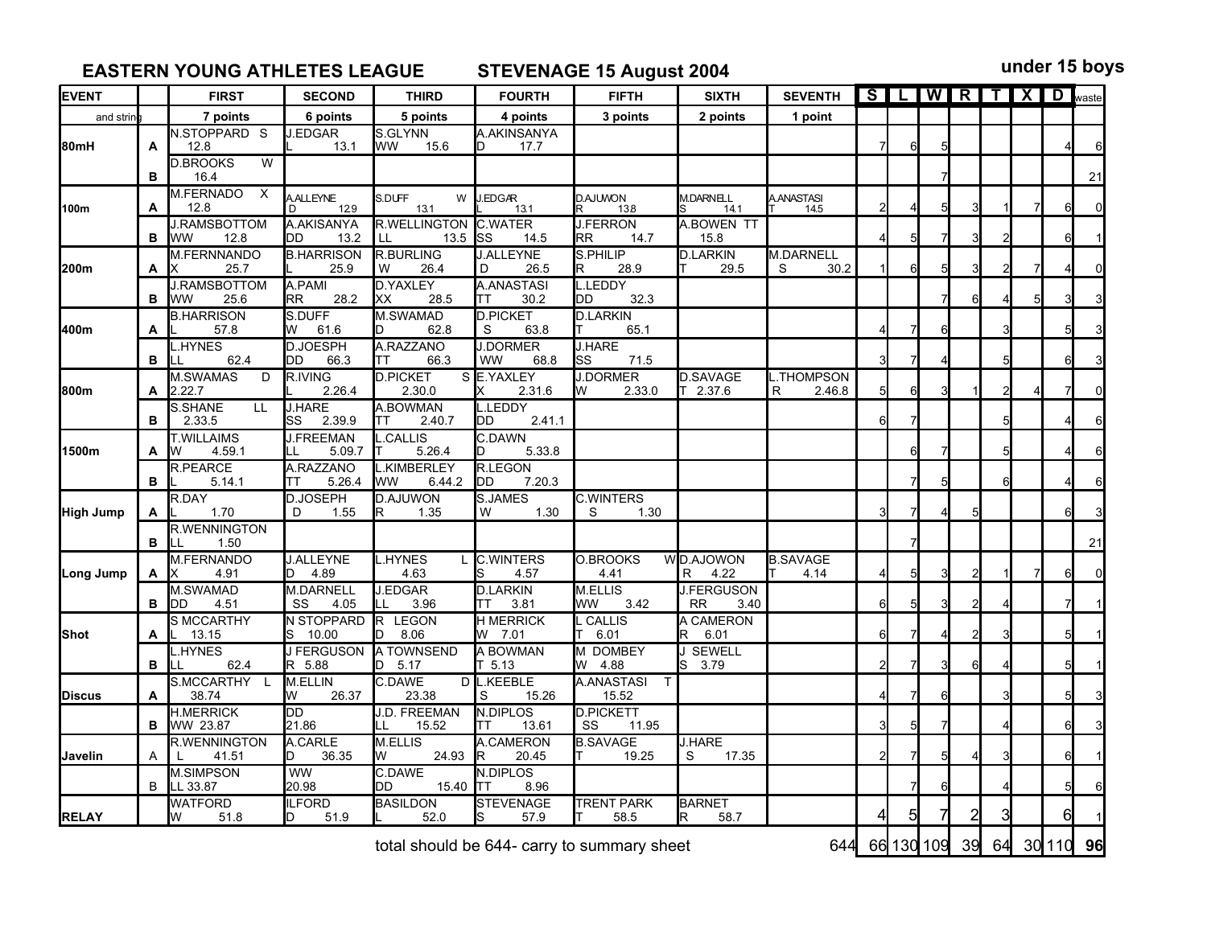## EASTERN YOUNG ATHLETES LEAGUE STEVENAGE 15 August 2004 under 15 boys

| EVENT | | FIRST | SECOND | THIRD | FOURTH | FIFTH | SIXTH | SEVENTH | S | L | W | R | T | X | D | waste |
|---|---|---|---|---|---|---|---|---|---|---|---|---|---|---|---|---|
| and string | | 7 points | 6 points | 5 points | 4 points | 3 points | 2 points | 1 point | | | | | | | | |
| 80mH | A | N.STOPPARD S 12.8 | J.EDGAR L 13.1 | S.GLYNN WW 15.6 | A.AKINSANYA D 17.7 | | | | 7 | 6 | 5 | | | | 4 | 6 |
| | B | D.BROOKS W 16.4 | | | | | | | | | 7 | | | | | 21 |
| 100m | A | M.FERNADO X 12.8 | A.ALLEYNE D 12.9 | S.DUFF W 13.1 | J.EDGAR L 13.1 | D.AJUWON R 13.8 | M.DARNELL S 14.1 | A.ANASTASI T 14.5 | 2 | 4 | 5 | 3 | 1 | 7 | 6 | 0 |
| | B | J.RAMSBOTTOM WW 12.8 | A.AKISANYA DD 13.2 | R.WELLINGTON LL 13.5 | C.WATER SS 14.5 | J.FERRON RR 14.7 | A.BOWEN TT 15.8 | | 4 | 5 | 7 | 3 | 2 | | 6 | 1 |
| 200m | A | M.FERNNANDO X 25.7 | B.HARRISON L 25.9 | R.BURLING W 26.4 | J.ALLEYNE D 26.5 | S.PHILIP R 28.9 | D.LARKIN T 29.5 | M.DARNELL S 30.2 | 1 | 6 | 5 | 3 | 2 | 7 | 4 | 0 |
| | B | J.RAMSBOTTOM WW 25.6 | A.PAMI RR 28.2 | D.YAXLEY XX 28.5 | A.ANASTASI TT 30.2 | L.LEDDY DD 32.3 | | | | | 7 | 6 | 4 | 5 | 3 | 3 |
| 400m | A | B.HARRISON L 57.8 | S.DUFF W 61.6 | M.SWAMAD D 62.8 | D.PICKET S 63.8 | D.LARKIN T 65.1 | | | 4 | 7 | 6 | | 3 | | 5 | 3 |
| | B | L.HYNES LL 62.4 | D.JOESPH DD 66.3 | A.RAZZANO TT 66.3 | J.DORMER WW 68.8 | J.HARE SS 71.5 | | | 3 | 7 | 4 | | 5 | | 6 | 3 |
| 800m | A | M.SWAMAS D 2.22.7 | R.IVING L 2.26.4 | D.PICKET S 2.30.0 | E.YAXLEY X 2.31.6 | J.DORMER W 2.33.0 | D.SAVAGE T 2.37.6 | L.THOMPSON R 2.46.8 | 5 | 6 | 3 | 1 | 2 | 4 | 7 | 0 |
| | B | S.SHANE LL 2.33.5 | J.HARE SS 2.39.9 | A.BOWMAN TT 2.40.7 | L.LEDDY DD 2.41.1 | | | | 6 | 7 | | | 5 | | 4 | 6 |
| 1500m | A | T.WILLAIMS W 4.59.1 | J.FREEMAN LL 5.09.7 | L.CALLIS T 5.26.4 | C.DAWN D 5.33.8 | | | | | 6 | 7 | | 5 | | 4 | 6 |
| | B | R.PEARCE L 5.14.1 | A.RAZZANO TT 5.26.4 | L.KIMBERLEY WW 6.44.2 | R.LEGON DD 7.20.3 | | | | | 7 | 5 | | 6 | | 4 | 6 |
| High Jump | A | R.DAY L 1.70 | D.JOSEPH D 1.55 | D.AJUWON R 1.35 | S.JAMES W 1.30 | C.WINTERS S 1.30 | | | 3 | 7 | 4 | 5 | | | 6 | 3 |
| | B | R.WENNINGTON LL 1.50 | | | | | | | | 7 | | | | | | 21 |
| Long Jump | A | M.FERNANDO X 4.91 | J.ALLEYNE D 4.89 | L.HYNES L 4.63 | C.WINTERS S 4.57 | O.BROOKS W 4.41 | D.AJOWON R 4.22 | B.SAVAGE T 4.14 | 4 | 5 | 3 | 2 | 1 | 7 | 6 | 0 |
| | B | M.SWAMAD DD 4.51 | M.DARNELL SS 4.05 | J.EDGAR LL 3.96 | D.LARKIN TT 3.81 | M.ELLIS WW 3.42 | J.FERGUSON RR 3.40 | | 6 | 5 | 3 | 2 | 4 | | 7 | 1 |
| Shot | A | S MCCARTHY L 13.15 | N STOPPARD S 10.00 | R LEGON D 8.06 | H MERRICK W 7.01 | L CALLIS T 6.01 | A CAMERON R 6.01 | | 6 | 7 | 4 | 2 | 3 | | 5 | 1 |
| | B | L.HYNES LL 62.4 | J FERGUSON R 5.88 | A TOWNSEND D 5.17 | A BOWMAN T 5.13 | M DOMBEY W 4.88 | J SEWELL S 3.79 | | 2 | 7 | 3 | 6 | 4 | | 5 | 1 |
| Discus | A | S.MCCARTHY L 38.74 | M.ELLIN W 26.37 | C.DAWE D 23.38 | L.KEEBLE S 15.26 | A.ANASTASI T 15.52 | | | 4 | 7 | 6 | | 3 | | 5 | 3 |
| | B | H.MERRICK WW 23.87 | DD 21.86 | J.D. FREEMAN LL 15.52 | N.DIPLOS TT 13.61 | D.PICKETT SS 11.95 | | | 3 | 5 | 7 | | 4 | | 6 | 3 |
| Javelin | A | R.WENNINGTON L 41.51 | A.CARLE D 36.35 | M.ELLIS W 24.93 | A.CAMERON R 20.45 | B.SAVAGE T 19.25 | J.HARE S 17.35 | | 2 | 7 | 5 | 4 | 3 | | 6 | 1 |
| | B | M.SIMPSON LL 33.87 | WW 20.98 | C.DAWE DD 15.40 | N.DIPLOS TT 8.96 | | | | | 7 | 6 | | 4 | | 5 | 6 |
| RELAY | | WATFORD W 51.8 | ILFORD D 51.9 | BASILDON L 52.0 | STEVENAGE S 57.9 | TRENT PARK T 58.5 | BARNET R 58.7 | | 4 | 5 | 7 | 2 | 3 | | 6 | 1 |
| | | | | total should be 644- carry to summary sheet | | | | 644 | 66 | 130 | 109 | 39 | 64 | 30 | 110 | **96** |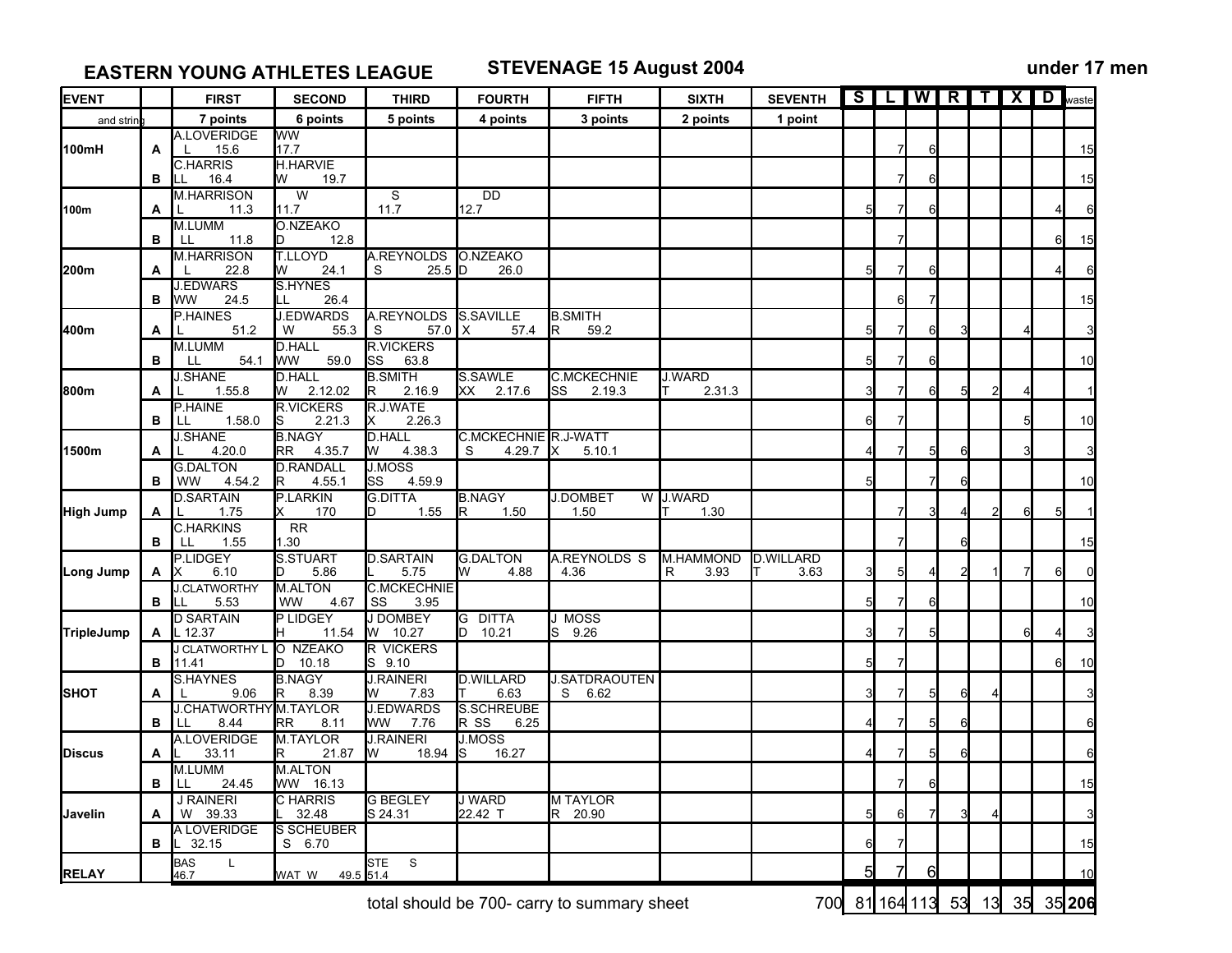**EASTERN YOUNG ATHLETES LEAGUE** &nbsp;&nbsp;&nbsp; **STEVENAGE 15 August 2004** &nbsp;&nbsp;&nbsp; **under 17 men**

| EVENT | and string | FIRST 7 points | SECOND 6 points | THIRD 5 points | FOURTH 4 points | FIFTH 3 points | SIXTH 2 points | SEVENTH 1 point | S | L | W | R | T | X | D | waste |
|---|---|---|---|---|---|---|---|---|---|---|---|---|---|---|---|---|
| 100mH | A | A.LOVERIDGE L 15.6 | WW 17.7 | | | | | | | 7 | 6 | | | | | 15 |
| | B | C.HARRIS LL 16.4 | H.HARVIE W 19.7 | | | | | | | 7 | 6 | | | | | 15 |
| 100m | A | M.HARRISON L 11.3 | W 11.7 | S 11.7 | DD 12.7 | | | | 5 | 7 | 6 | | | | 4 | 6 |
| | B | M.LUMM LL 11.8 | O.NZEAKO D 12.8 | | | | | | | 7 | | | | | 6 | 15 |
| 200m | A | M.HARRISON L 22.8 | T.LLOYD W 24.1 | A.REYNOLDS S 25.5 | O.NZEAKO D 26.0 | | | | 5 | 7 | 6 | | | | 4 | 6 |
| | B | J.EDWARS WW 24.5 | S.HYNES LL 26.4 | | | | | | | 6 | 7 | | | | | 15 |
| 400m | A | P.HAINES L 51.2 | J.EDWARDS W 55.3 | A.REYNOLDS S 57.0 | S.SAVILLE X 57.4 | B.SMITH R 59.2 | | | 5 | 7 | 6 | 3 | | 4 | | 3 |
| | B | M.LUMM LL 54.1 | D.HALL WW 59.0 | R.VICKERS SS 63.8 | | | | | 5 | 7 | 6 | | | | | 10 |
| 800m | A | J.SHANE L 1.55.8 | D.HALL W 2.12.02 | B.SMITH R 2.16.9 | S.SAWLE XX 2.17.6 | C.MCKECHNIE SS 2.19.3 | J.WARD T 2.31.3 | | 3 | 7 | 6 | 5 | 2 | 4 | | 1 |
| | B | P.HAINE LL 1.58.0 | R.VICKERS S 2.21.3 | R.J.WATE X 2.26.3 | | | | | 6 | 7 | | | | 5 | | 10 |
| 1500m | A | J.SHANE L 4.20.0 | B.NAGY RR 4.35.7 | D.HALL W 4.38.3 | C.MCKECHNIE S 4.29.7 | R.J-WATT X 5.10.1 | | | 4 | 7 | 5 | 6 | | 3 | | 3 |
| | B | G.DALTON WW 4.54.2 | D.RANDALL R 4.55.1 | J.MOSS SS 4.59.9 | | | | | 5 | | 7 | 6 | | | | 10 |
| High Jump | A | D.SARTAIN L 1.75 | P.LARKIN X 170 | G.DITTA D 1.55 | B.NAGY R 1.50 | J.DOMBET W 1.50 | J.WARD T 1.30 | | | 7 | 3 | 4 | 2 | 6 | 5 | 1 |
| | B | C.HARKINS LL 1.55 | RR 1.30 | | | | | | | 7 | | 6 | | | | 15 |
| Long Jump | A | P.LIDGEY X 6.10 | S.STUART D 5.86 | D.SARTAIN L 5.75 | G.DALTON W 4.88 | A.REYNOLDS S 4.36 | M.HAMMOND R 3.93 | D.WILLARD T 3.63 | 3 | 5 | 4 | 2 | 1 | 7 | 6 | 0 |
| | B | J.CLATWORTHY LL 5.53 | M.ALTON WW 4.67 | C.MCKECHNIE SS 3.95 | | | | | 5 | 7 | 6 | | | | | 10 |
| TripleJump | A | D SARTAIN L 12.37 | P LIDGEY H 11.54 | J DOMBEY W 10.27 | G DITTA D 10.21 | J MOSS S 9.26 | | | 3 | 7 | 5 | | | 6 | 4 | 3 |
| | B | J CLATWORTHY L 11.41 | O NZEAKO D 10.18 | R VICKERS S 9.10 | | | | | 5 | 7 | | | | | 6 | 10 |
| SHOT | A | S.HAYNES L 9.06 | B.NAGY R 8.39 | J.RAINERI W 7.83 | D.WILLARD T 6.63 | J.SATDRAOUTEN S 6.62 | | | 3 | 7 | 5 | 6 | 4 | | | 3 |
| | B | J.CHATWORTHY LL 8.44 | M.TAYLOR RR 8.11 | J.EDWARDS WW 7.76 | S.SCHREUBE R SS 6.25 | | | | 4 | 7 | 5 | 6 | | | | 6 |
| Discus | A | A.LOVERIDGE L 33.11 | M.TAYLOR R 21.87 | J.RAINERI W 18.94 | J.MOSS S 16.27 | | | | 4 | 7 | 5 | 6 | | | | 6 |
| | B | M.LUMM LL 24.45 | M.ALTON WW 16.13 | | | | | | | 7 | 6 | | | | | 15 |
| Javelin | A | J RAINERI W 39.33 | C HARRIS L 32.48 | G BEGLEY S 24.31 | J WARD 22.42 T | M TAYLOR R 20.90 | | | 5 | 6 | 7 | 3 | 4 | | | 3 |
| | B | A LOVERIDGE L 32.15 | S SCHEUBER S 6.70 | | | | | | 6 | 7 | | | | | | 15 |
| RELAY | | BAS L 46.7 | WAT W 49.5 | STE S 51.4 | | | | | 5 | 7 | 6 | | | | | 10 |
| | | | | total should be 700- carry to summary sheet | | | | 700 | 81 | 164 | 113 | 53 | 13 | 35 | 35 | **206** |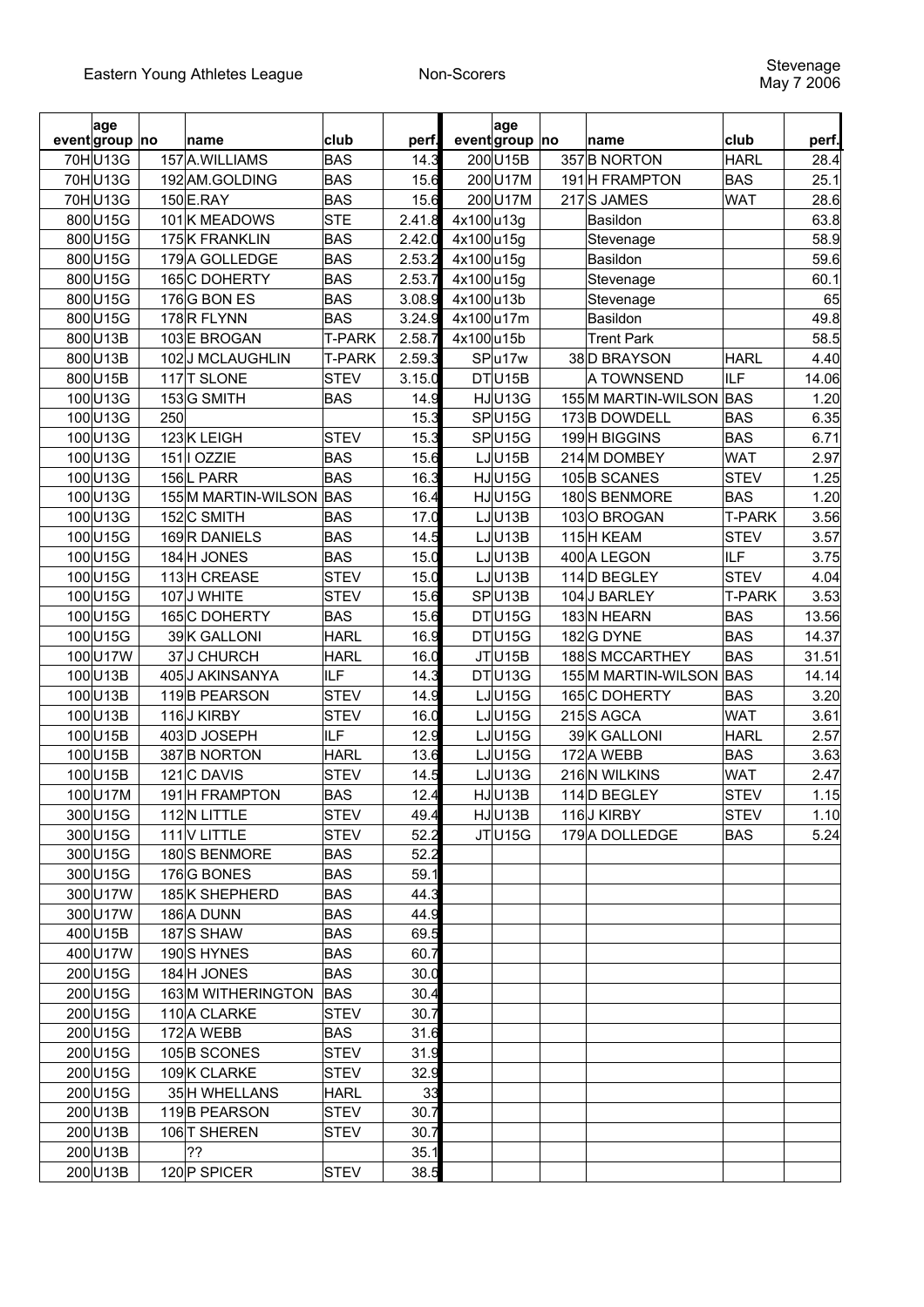Eastern Young Athletes League — Non-Scorers — Stevenage May 7 2006

| event | age group | no | name | club | perf. | event | age group | no | name | club | perf. |
|---|---|---|---|---|---|---|---|---|---|---|---|
| 70H | U13G | 157 | A.WILLIAMS | BAS | 14.3 | 200 | U15B | 357 | B NORTON | HARL | 28.4 |
| 70H | U13G | 192 | AM.GOLDING | BAS | 15.6 | 200 | U17M | 191 | H FRAMPTON | BAS | 25.1 |
| 70H | U13G | 150 | E.RAY | BAS | 15.6 | 200 | U17M | 217 | S JAMES | WAT | 28.6 |
| 800 | U15G | 101 | K MEADOWS | STE | 2.41.8 | 4x100 | u13g | | Basildon | | 63.8 |
| 800 | U15G | 175 | K FRANKLIN | BAS | 2.42.0 | 4x100 | u15g | | Stevenage | | 58.9 |
| 800 | U15G | 179 | A GOLLEDGE | BAS | 2.53.2 | 4x100 | u15g | | Basildon | | 59.6 |
| 800 | U15G | 165 | C DOHERTY | BAS | 2.53.7 | 4x100 | u15g | | Stevenage | | 60.1 |
| 800 | U15G | 176 | G BON ES | BAS | 3.08.9 | 4x100 | u13b | | Stevenage | | 65 |
| 800 | U15G | 178 | R FLYNN | BAS | 3.24.9 | 4x100 | u17m | | Basildon | | 49.8 |
| 800 | U13B | 103 | E BROGAN | T-PARK | 2.58.7 | 4x100 | u15b | | Trent Park | | 58.5 |
| 800 | U13B | 102 | J MCLAUGHLIN | T-PARK | 2.59.3 | SP | u17w | 38 | D BRAYSON | HARL | 4.40 |
| 800 | U15B | 117 | T SLONE | STEV | 3.15.0 | DT | U15B | | A TOWNSEND | ILF | 14.06 |
| 100 | U13G | 153 | G SMITH | BAS | 14.9 | HJ | U13G | 155 | M MARTIN-WILSON | BAS | 1.20 |
| 100 | U13G | 250 | | | 15.3 | SP | U15G | 173 | B DOWDELL | BAS | 6.35 |
| 100 | U13G | 123 | K LEIGH | STEV | 15.3 | SP | U15G | 199 | H BIGGINS | BAS | 6.71 |
| 100 | U13G | 151 | I OZZIE | BAS | 15.6 | LJ | U15B | 214 | M DOMBEY | WAT | 2.97 |
| 100 | U13G | 156 | L PARR | BAS | 16.3 | HJ | U15G | 105 | B SCANES | STEV | 1.25 |
| 100 | U13G | 155 | M MARTIN-WILSON | BAS | 16.4 | HJ | U15G | 180 | S BENMORE | BAS | 1.20 |
| 100 | U13G | 152 | C SMITH | BAS | 17.0 | LJ | U13B | 103 | O BROGAN | T-PARK | 3.56 |
| 100 | U15G | 169 | R DANIELS | BAS | 14.5 | LJ | U13B | 115 | H KEAM | STEV | 3.57 |
| 100 | U15G | 184 | H JONES | BAS | 15.0 | LJ | U13B | 400 | A LEGON | ILF | 3.75 |
| 100 | U15G | 113 | H CREASE | STEV | 15.0 | LJ | U13B | 114 | D BEGLEY | STEV | 4.04 |
| 100 | U15G | 107 | J WHITE | STEV | 15.6 | SP | U13B | 104 | J BARLEY | T-PARK | 3.53 |
| 100 | U15G | 165 | C DOHERTY | BAS | 15.6 | DT | U15G | 183 | N HEARN | BAS | 13.56 |
| 100 | U15G | 39 | K GALLONI | HARL | 16.9 | DT | U15G | 182 | G DYNE | BAS | 14.37 |
| 100 | U17W | 37 | J CHURCH | HARL | 16.0 | JT | U15B | 188 | S MCCARTHEY | BAS | 31.51 |
| 100 | U13B | 405 | J AKINSANYA | ILF | 14.3 | DT | U13G | 155 | M MARTIN-WILSON | BAS | 14.14 |
| 100 | U13B | 119 | B PEARSON | STEV | 14.9 | LJ | U15G | 165 | C DOHERTY | BAS | 3.20 |
| 100 | U13B | 116 | J KIRBY | STEV | 16.0 | LJ | U15G | 215 | S AGCA | WAT | 3.61 |
| 100 | U15B | 403 | D JOSEPH | ILF | 12.9 | LJ | U15G | 39 | K GALLONI | HARL | 2.57 |
| 100 | U15B | 387 | B NORTON | HARL | 13.6 | LJ | U15G | 172 | A WEBB | BAS | 3.63 |
| 100 | U15B | 121 | C DAVIS | STEV | 14.5 | LJ | U13G | 216 | N WILKINS | WAT | 2.47 |
| 100 | U17M | 191 | H FRAMPTON | BAS | 12.4 | HJ | U13B | 114 | D BEGLEY | STEV | 1.15 |
| 300 | U15G | 112 | N LITTLE | STEV | 49.4 | HJ | U13B | 116 | J KIRBY | STEV | 1.10 |
| 300 | U15G | 111 | V LITTLE | STEV | 52.2 | JT | U15G | 179 | A DOLLEDGE | BAS | 5.24 |
| 300 | U15G | 180 | S BENMORE | BAS | 52.2 | | | | | | |
| 300 | U15G | 176 | G BONES | BAS | 59.1 | | | | | | |
| 300 | U17W | 185 | K SHEPHERD | BAS | 44.3 | | | | | | |
| 300 | U17W | 186 | A DUNN | BAS | 44.9 | | | | | | |
| 400 | U15B | 187 | S SHAW | BAS | 69.5 | | | | | | |
| 400 | U17W | 190 | S HYNES | BAS | 60.7 | | | | | | |
| 200 | U15G | 184 | H JONES | BAS | 30.0 | | | | | | |
| 200 | U15G | 163 | M WITHERINGTON | BAS | 30.4 | | | | | | |
| 200 | U15G | 110 | A CLARKE | STEV | 30.7 | | | | | | |
| 200 | U15G | 172 | A WEBB | BAS | 31.6 | | | | | | |
| 200 | U15G | 105 | B SCONES | STEV | 31.9 | | | | | | |
| 200 | U15G | 109 | K CLARKE | STEV | 32.9 | | | | | | |
| 200 | U15G | 35 | H WHELLANS | HARL | 33 | | | | | | |
| 200 | U13B | 119 | B PEARSON | STEV | 30.7 | | | | | | |
| 200 | U13B | 106 | T SHEREN | STEV | 30.7 | | | | | | |
| 200 | U13B | | ?? | | 35.1 | | | | | | |
| 200 | U13B | 120 | P SPICER | STEV | 38.5 | | | | | | |